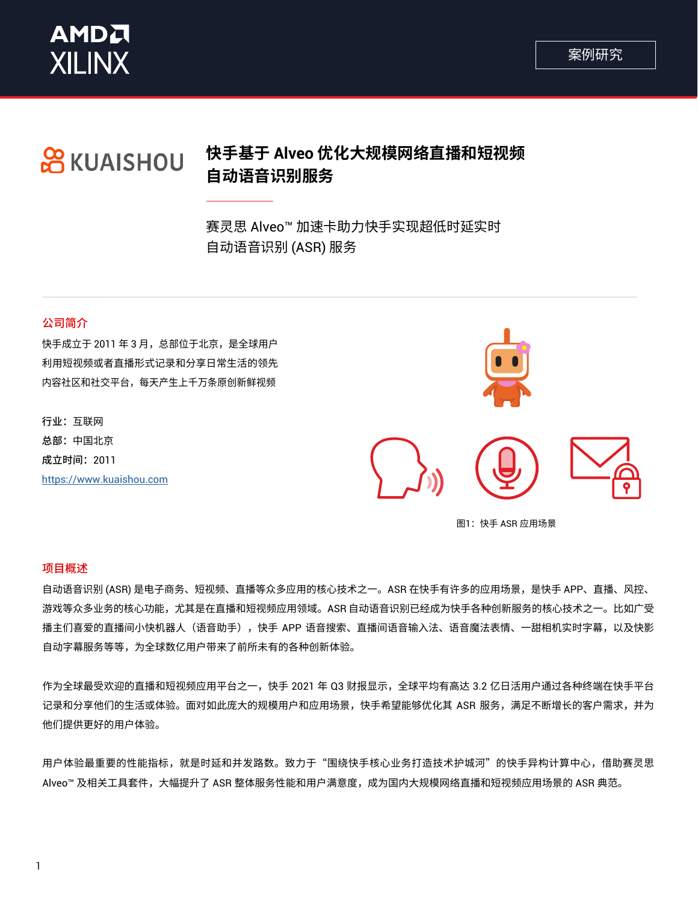案例研究

# 快手基于 Alveo 优化大规模网络直播和短视频自动语音识别服务

赛灵思 Alveo™ 加速卡助力快手实现超低时延实时自动语音识别 (ASR) 服务

## 公司简介

快手成立于 2011 年 3 月，总部位于北京，是全球用户利用短视频或者直播形式记录和分享日常生活的领先内容社区和社交平台，每天产生上千万条原创新鲜视频

**行业：**互联网

**总部：**中国北京

**成立时间：**2011

https://www.kuaishou.com

图1：快手 ASR 应用场景

## 项目概述

自动语音识别 (ASR) 是电子商务、短视频、直播等众多应用的核心技术之一。ASR 在快手有许多的应用场景，是快手 APP、直播、风控、游戏等众多业务的核心功能，尤其是在直播和短视频应用领域。ASR 自动语音识别已经成为快手各种创新服务的核心技术之一。比如广受播主们喜爱的直播间小快机器人（语音助手），快手 APP 语音搜索、直播间语音输入法、语音魔法表情、一甜相机实时字幕，以及快影自动字幕服务等等，为全球数亿用户带来了前所未有的各种创新体验。

作为全球最受欢迎的直播和短视频应用平台之一，快手 2021 年 Q3 财报显示，全球平均有高达 3.2 亿日活用户通过各种终端在快手平台记录和分享他们的生活或体验。面对如此庞大的规模用户和应用场景，快手希望能够优化其 ASR 服务，满足不断增长的客户需求，并为他们提供更好的用户体验。

用户体验最重要的性能指标，就是时延和并发路数。致力于“围绕快手核心业务打造技术护城河”的快手异构计算中心，借助赛灵思 Alveo™ 及相关工具套件，大幅提升了 ASR 整体服务性能和用户满意度，成为国内大规模网络直播和短视频应用场景的 ASR 典范。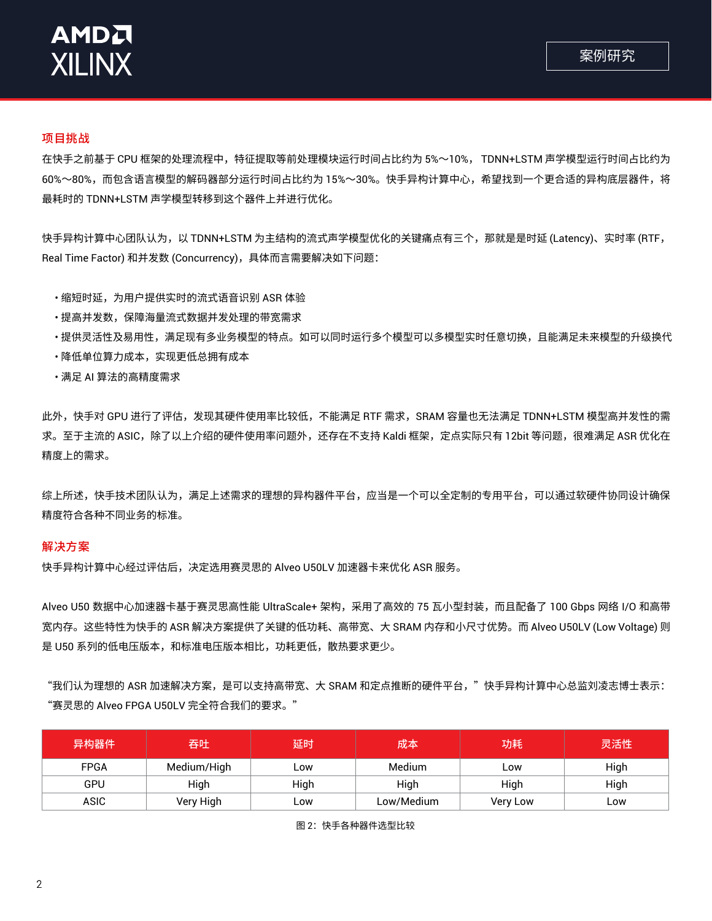## 项目挑战

在快手之前基于 CPU 框架的处理流程中，特征提取等前处理模块运行时间占比约为 5%～10%， TDNN+LSTM 声学模型运行时间占比约为 60%～80%，而包含语言模型的解码器部分运行时间占比约为 15%～30%。快手异构计算中心，希望找到一个更合适的异构底层器件，将最耗时的 TDNN+LSTM 声学模型转移到这个器件上并进行优化。

快手异构计算中心团队认为，以 TDNN+LSTM 为主结构的流式声学模型优化的关键痛点有三个，那就是是时延 (Latency)、实时率 (RTF, Real Time Factor) 和并发数 (Concurrency)，具体而言需要解决如下问题：

- 缩短时延，为用户提供实时的流式语音识别 ASR 体验
- 提高并发数，保障海量流式数据并发处理的带宽需求
- 提供灵活性及易用性，满足现有多业务模型的特点。如可以同时运行多个模型可以多模型实时任意切换，且能满足未来模型的升级换代
- 降低单位算力成本，实现更低总拥有成本
- 满足 AI 算法的高精度需求

此外，快手对 GPU 进行了评估，发现其硬件使用率比较低，不能满足 RTF 需求，SRAM 容量也无法满足 TDNN+LSTM 模型高并发性的需求。至于主流的 ASIC，除了以上介绍的硬件使用率问题外，还存在不支持 Kaldi 框架，定点实际只有 12bit 等问题，很难满足 ASR 优化在精度上的需求。

综上所述，快手技术团队认为，满足上述需求的理想的异构器件平台，应当是一个可以全定制的专用平台，可以通过软硬件协同设计确保精度符合各种不同业务的标准。

## 解决方案

快手异构计算中心经过评估后，决定选用赛灵思的 Alveo U50LV 加速器卡来优化 ASR 服务。

Alveo U50 数据中心加速器卡基于赛灵思高性能 UltraScale+ 架构，采用了高效的 75 瓦小型封装，而且配备了 100 Gbps 网络 I/O 和高带宽内存。这些特性为快手的 ASR 解决方案提供了关键的低功耗、高带宽、大 SRAM 内存和小尺寸优势。而 Alveo U50LV (Low Voltage) 则是 U50 系列的低电压版本，和标准电压版本相比，功耗更低，散热要求更少。

“我们认为理想的 ASR 加速解决方案，是可以支持高带宽、大 SRAM 和定点推断的硬件平台，”快手异构计算中心总监刘凌志博士表示：“赛灵思的 Alveo FPGA U50LV 完全符合我们的要求。”

| 异构器件 | 吞吐 | 延时 | 成本 | 功耗 | 灵活性 |
|---|---|---|---|---|---|
| FPGA | Medium/High | Low | Medium | Low | High |
| GPU | High | High | High | High | High |
| ASIC | Very High | Low | Low/Medium | Very Low | Low |

图 2：快手各种器件选型比较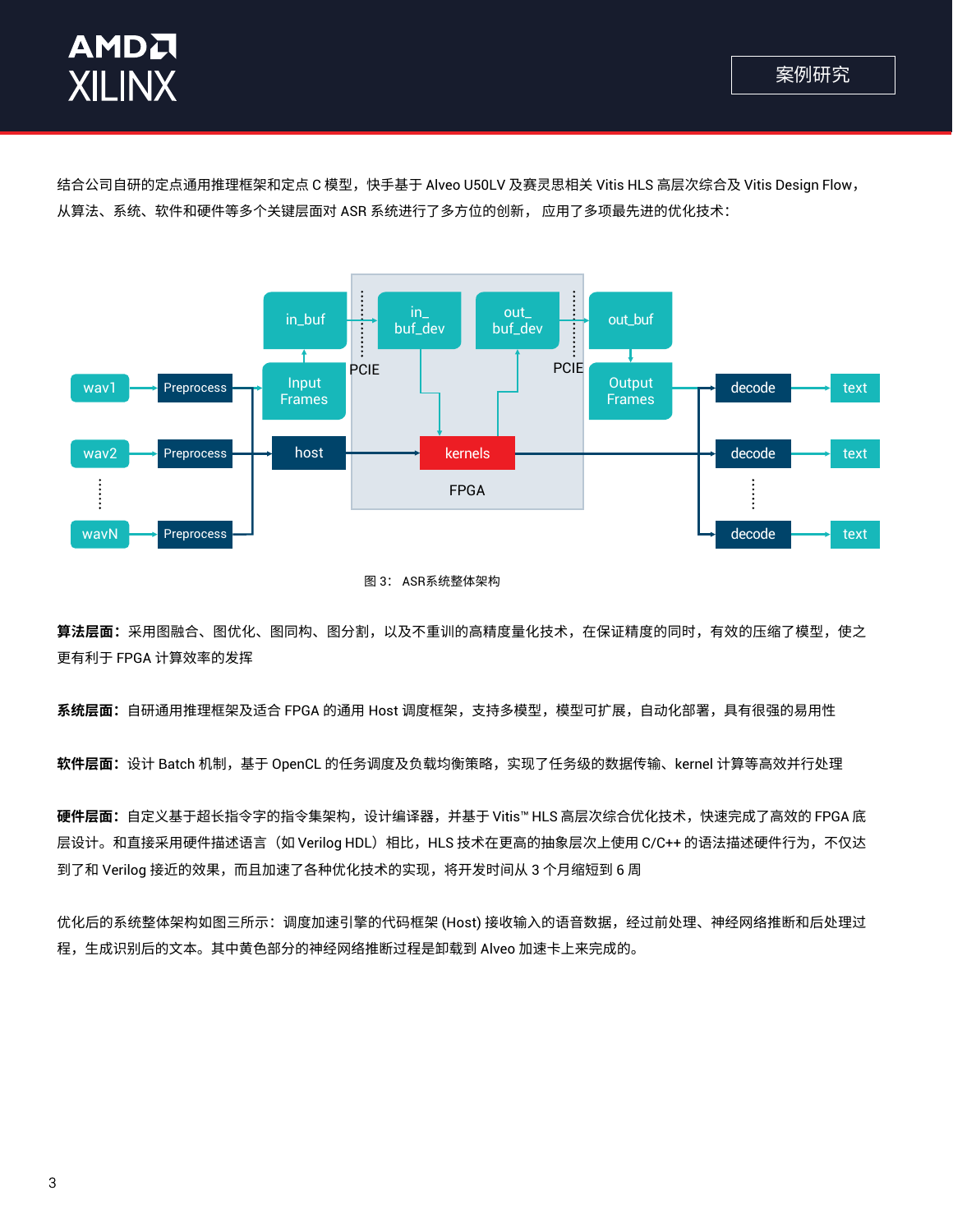结合公司自研的定点通用推理框架和定点 C 模型，快手基于 Alveo U50LV 及赛灵思相关 Vitis HLS 高层次综合及 Vitis Design Flow，从算法、系统、软件和硬件等多个关键层面对 ASR 系统进行了多方位的创新， 应用了多项最先进的优化技术：

图 3： ASR系统整体架构

**算法层面：**采用图融合、图优化、图同构、图分割，以及不重训的高精度量化技术，在保证精度的同时，有效的压缩了模型，使之更有利于 FPGA 计算效率的发挥

**系统层面：**自研通用推理框架及适合 FPGA 的通用 Host 调度框架，支持多模型，模型可扩展，自动化部署，具有很强的易用性

**软件层面：**设计 Batch 机制，基于 OpenCL 的任务调度及负载均衡策略，实现了任务级的数据传输、kernel 计算等高效并行处理

**硬件层面：**自定义基于超长指令字的指令集架构，设计编译器，并基于 Vitis™ HLS 高层次综合优化技术，快速完成了高效的 FPGA 底层设计。和直接采用硬件描述语言（如 Verilog HDL）相比，HLS 技术在更高的抽象层次上使用 C/C++ 的语法描述硬件行为，不仅达到了和 Verilog 接近的效果，而且加速了各种优化技术的实现，将开发时间从 3 个月缩短到 6 周

优化后的系统整体架构如图三所示：调度加速引擎的代码框架 (Host) 接收输入的语音数据，经过前处理、神经网络推断和后处理过程，生成识别后的文本。其中黄色部分的神经网络推断过程是卸载到 Alveo 加速卡上来完成的。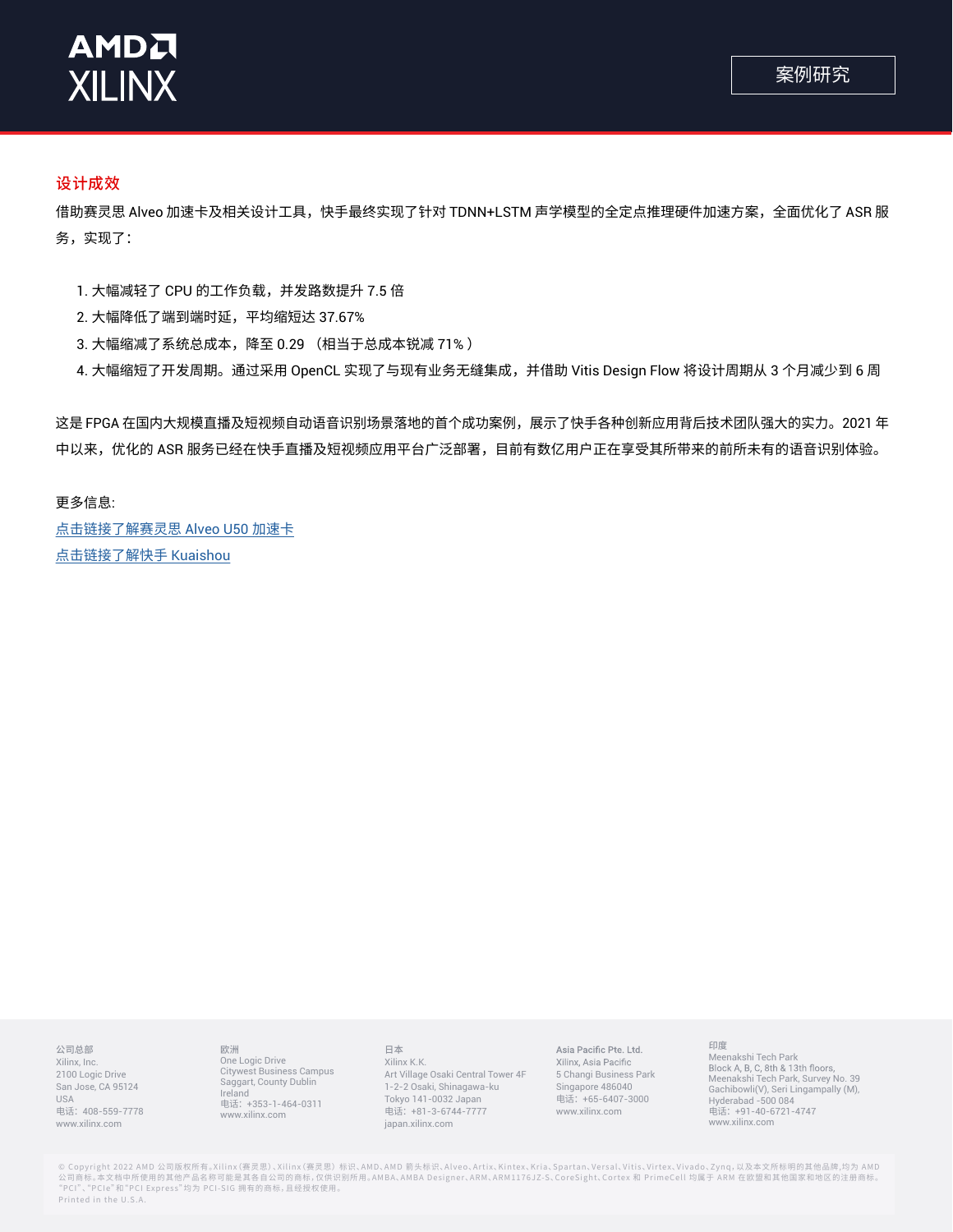## 设计成效

借助赛灵思 Alveo 加速卡及相关设计工具，快手最终实现了针对 TDNN+LSTM 声学模型的全定点推理硬件加速方案，全面优化了 ASR 服务，实现了：

1. 大幅减轻了 CPU 的工作负载，并发路数提升 7.5 倍
2. 大幅降低了端到端时延，平均缩短达 37.67%
3. 大幅缩减了系统总成本，降至 0.29 （相当于总成本锐减 71% ）
4. 大幅缩短了开发周期。通过采用 OpenCL 实现了与现有业务无缝集成，并借助 Vitis Design Flow 将设计周期从 3 个月减少到 6 周

这是 FPGA 在国内大规模直播及短视频自动语音识别场景落地的首个成功案例，展示了快手各种创新应用背后技术团队强大的实力。2021 年中以来，优化的 ASR 服务已经在快手直播及短视频应用平台广泛部署，目前有数亿用户正在享受其所带来的前所未有的语音识别体验。

更多信息:

点击链接了解赛灵思 Alveo U50 加速卡

点击链接了解快手 Kuaishou

公司总部
Xilinx, Inc.
2100 Logic Drive
San Jose, CA 95124
USA
电话：408-559-7778
www.xilinx.com

欧洲
One Logic Drive
Citywest Business Campus
Saggart, County Dublin
Ireland
电话：+353-1-464-0311
www.xilinx.com

日本
Xilinx K.K.
Art Village Osaki Central Tower 4F
1-2-2 Osaki, Shinagawa-ku
Tokyo 141-0032 Japan
电话：+81-3-6744-7777
japan.xilinx.com

Asia Pacific Pte. Ltd.
Xilinx, Asia Pacific
5 Changi Business Park
Singapore 486040
电话：+65-6407-3000
www.xilinx.com

印度
Meenakshi Tech Park
Block A, B, C, 8th & 13th floors,
Meenakshi Tech Park, Survey No. 39
Gachibowli(V), Seri Lingampally (M),
Hyderabad -500 084
电话：+91-40-6721-4747
www.xilinx.com

© Copyright 2022 AMD 公司版权所有。Xilinx（赛灵思）、Xilinx（赛灵思）标识、AMD、AMD 箭头标识、Alveo、Artix、Kintex、Kria、Spartan、Versal、Vitis、Virtex、Vivado、Zynq，以及本文所标明的其他品牌，均为 AMD 公司商标。本文档中所使用的其他产品名称可能是其各自公司的商标，仅供识别所用。AMBA、AMBA Designer、ARM、ARM1176JZ-S、CoreSight、Cortex 和 PrimeCell 均属于 ARM 在欧盟和其他国家和地区的注册商标。"PCI"、"PCIe"和"PCI Express"均为 PCI-SIG 拥有的商标，且经授权使用。
Printed in the U.S.A.